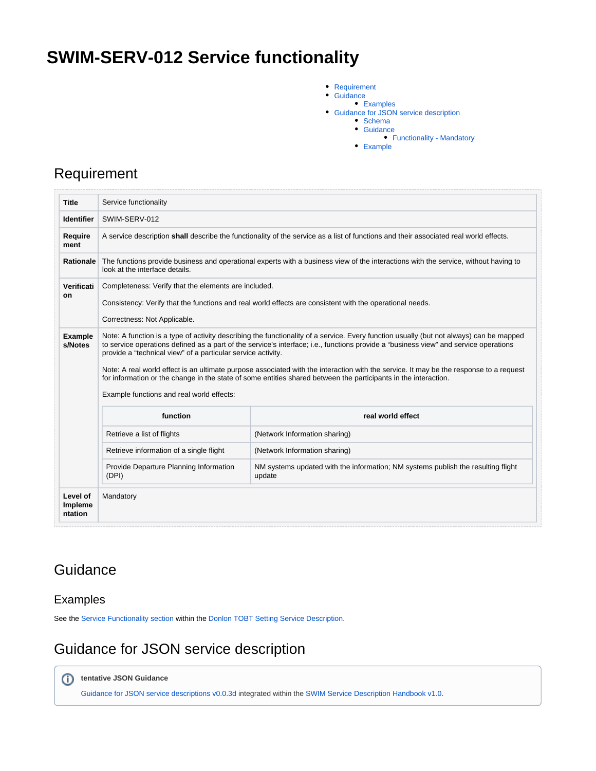# SWIM-SERV-012 Service functionality

- Requirement
- Guidance
  - Examples
- Guidance for JSON service description
  - Schema
  - Guidance
    - Functionality - Mandatory
  - Example

## Requirement

| Title | Service functionality |
|---|---|
| Identifier | SWIM-SERV-012 |
| Requirement | A service description **shall** describe the functionality of the service as a list of functions and their associated real world effects. |
| Rationale | The functions provide business and operational experts with a business view of the interactions with the service, without having to look at the interface details. |
| Verification | Completeness: Verify that the elements are included.<br><br>Consistency: Verify that the functions and real world effects are consistent with the operational needs.<br><br>Correctness: Not Applicable. |
| Examples/Notes | Note: A function is a type of activity describing the functionality of a service. Every function usually (but not always) can be mapped to service operations defined as a part of the service's interface; i.e., functions provide a "business view" and service operations provide a "technical view" of a particular service activity.<br><br>Note: A real world effect is an ultimate purpose associated with the interaction with the service. It may be the response to a request for information or the change in the state of some entities shared between the participants in the interaction.<br><br>Example functions and real world effects: (see table below) |
| Level of Implementation | Mandatory |

| function | real world effect |
|---|---|
| Retrieve a list of flights | (Network Information sharing) |
| Retrieve information of a single flight | (Network Information sharing) |
| Provide Departure Planning Information (DPI) | NM systems updated with the information; NM systems publish the resulting flight update |

## Guidance

### Examples

See the Service Functionality section within the Donlon TOBT Setting Service Description.

## Guidance for JSON service description

**tentative JSON Guidance**

Guidance for JSON service descriptions v0.0.3d integrated within the SWIM Service Description Handbook v1.0.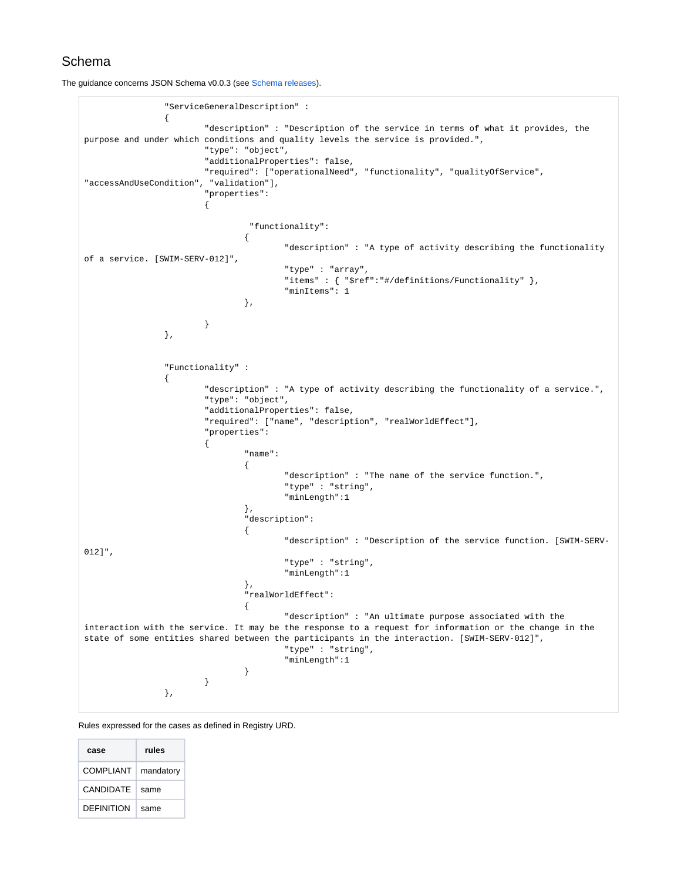## Schema

The guidance concerns JSON Schema v0.0.3 (see Schema releases).

```
                "ServiceGeneralDescription" :
                {
                        "description" : "Description of the service in terms of what it provides, the purpose and under which conditions and quality levels the service is provided.",
                        "type": "object",
                        "additionalProperties": false,
                        "required": ["operationalNeed", "functionality", "qualityOfService", "accessAndUseCondition", "validation"],
                        "properties":
                        {

                                 "functionality":
                                {
                                        "description" : "A type of activity describing the functionality of a service. [SWIM-SERV-012]",
                                        "type" : "array",
                                        "items" : { "$ref":"#/definitions/Functionality" },
                                        "minItems": 1
                                },

                        }
                },


                "Functionality" :
                {
                        "description" : "A type of activity describing the functionality of a service.",
                        "type": "object",
                        "additionalProperties": false,
                        "required": ["name", "description", "realWorldEffect"],
                        "properties":
                        {
                                "name":
                                {
                                        "description" : "The name of the service function.",
                                        "type" : "string",
                                        "minLength":1
                                },
                                "description":
                                {
                                        "description" : "Description of the service function. [SWIM-SERV-012]",
                                        "type" : "string",
                                        "minLength":1
                                },
                                "realWorldEffect":
                                {
                                        "description" : "An ultimate purpose associated with the interaction with the service. It may be the response to a request for information or the change in the state of some entities shared between the participants in the interaction. [SWIM-SERV-012]",
                                        "type" : "string",
                                        "minLength":1
                                }
                        }
                },
```

Rules expressed for the cases as defined in Registry URD.

| case | rules |
|---|---|
| COMPLIANT | mandatory |
| CANDIDATE | same |
| DEFINITION | same |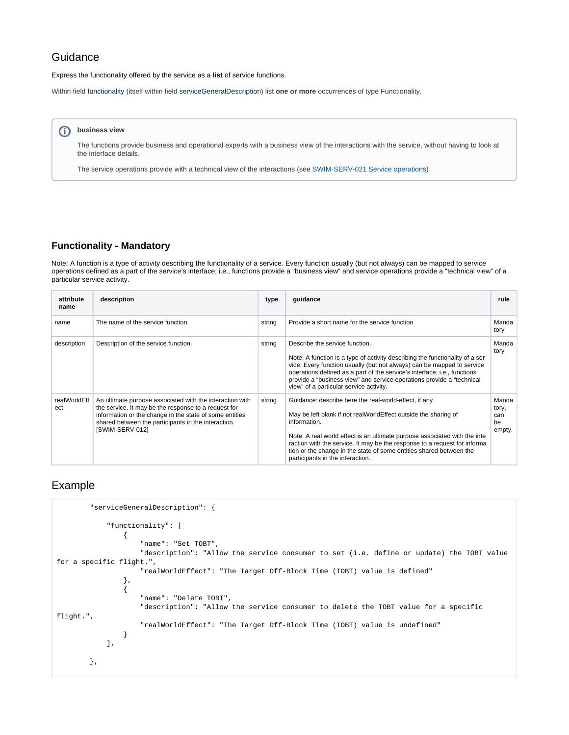## Guidance

Express the functionality offered by the service as a **list** of service functions.

Within field functionality (itself within field serviceGeneralDescription) list **one or more** occurrences of type Functionality.

> **business view**
>
> The functions provide business and operational experts with a business view of the interactions with the service, without having to look at the interface details.
>
> The service operations provide with a technical view of the interactions (see SWIM-SERV-021 Service operations)

### Functionality - Mandatory

Note: A function is a type of activity describing the functionality of a service. Every function usually (but not always) can be mapped to service operations defined as a part of the service's interface; i.e., functions provide a "business view" and service operations provide a "technical view" of a particular service activity.

| attribute name | description | type | guidance | rule |
|---|---|---|---|---|
| name | The name of the service function. | string | Provide a short name for the service function | Mandatory |
| description | Description of the service function. | string | Describe the service function.<br><br>Note: A function is a type of activity describing the functionality of a service. Every function usually (but not always) can be mapped to service operations defined as a part of the service's interface; i.e., functions provide a "business view" and service operations provide a "technical view" of a particular service activity. | Mandatory |
| realWorldEffect | An ultimate purpose associated with the interaction with the service. It may be the response to a request for information or the change in the state of some entities shared between the participants in the interaction. [SWIM-SERV-012] | string | Guidance: describe here the real-world-effect, if any.<br><br>May be left blank if not realWorldEffect outside the sharing of information.<br><br>Note: A real world effect is an ultimate purpose associated with the interaction with the service. It may be the response to a request for information or the change in the state of some entities shared between the participants in the interaction. | Mandatory, can be empty. |

## Example

```
        "serviceGeneralDescription": {

            "functionality": [
                {
                    "name": "Set TOBT",
                    "description": "Allow the service consumer to set (i.e. define or update) the TOBT value for a specific flight.",
                    "realWorldEffect": "The Target Off-Block Time (TOBT) value is defined"
                },
                {
                    "name": "Delete TOBT",
                    "description": "Allow the service consumer to delete the TOBT value for a specific flight.",
                    "realWorldEffect": "The Target Off-Block Time (TOBT) value is undefined"
                }
            ],

        },
```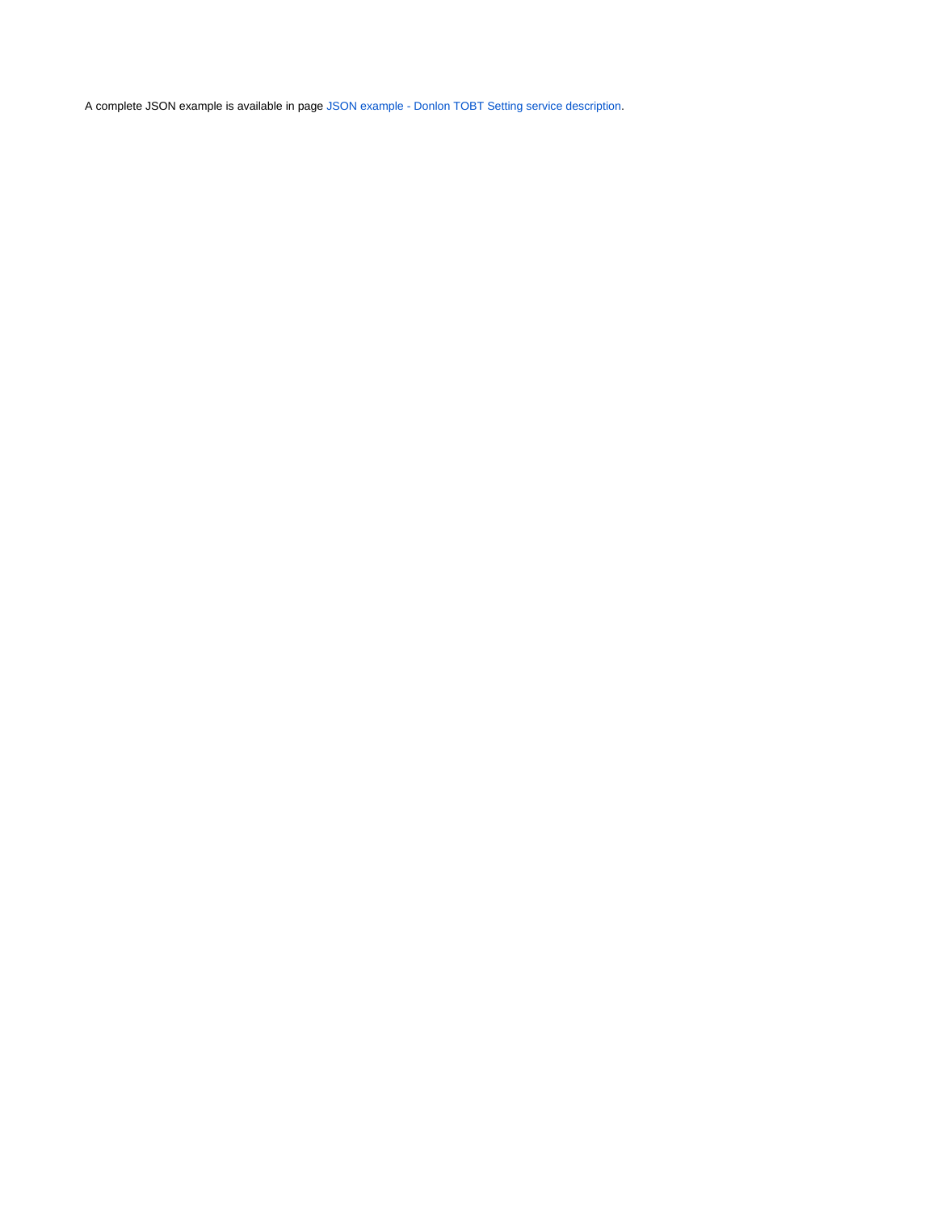A complete JSON example is available in page [JSON example - Donlon TOBT Setting service description](JSON example - Donlon TOBT Setting service description).